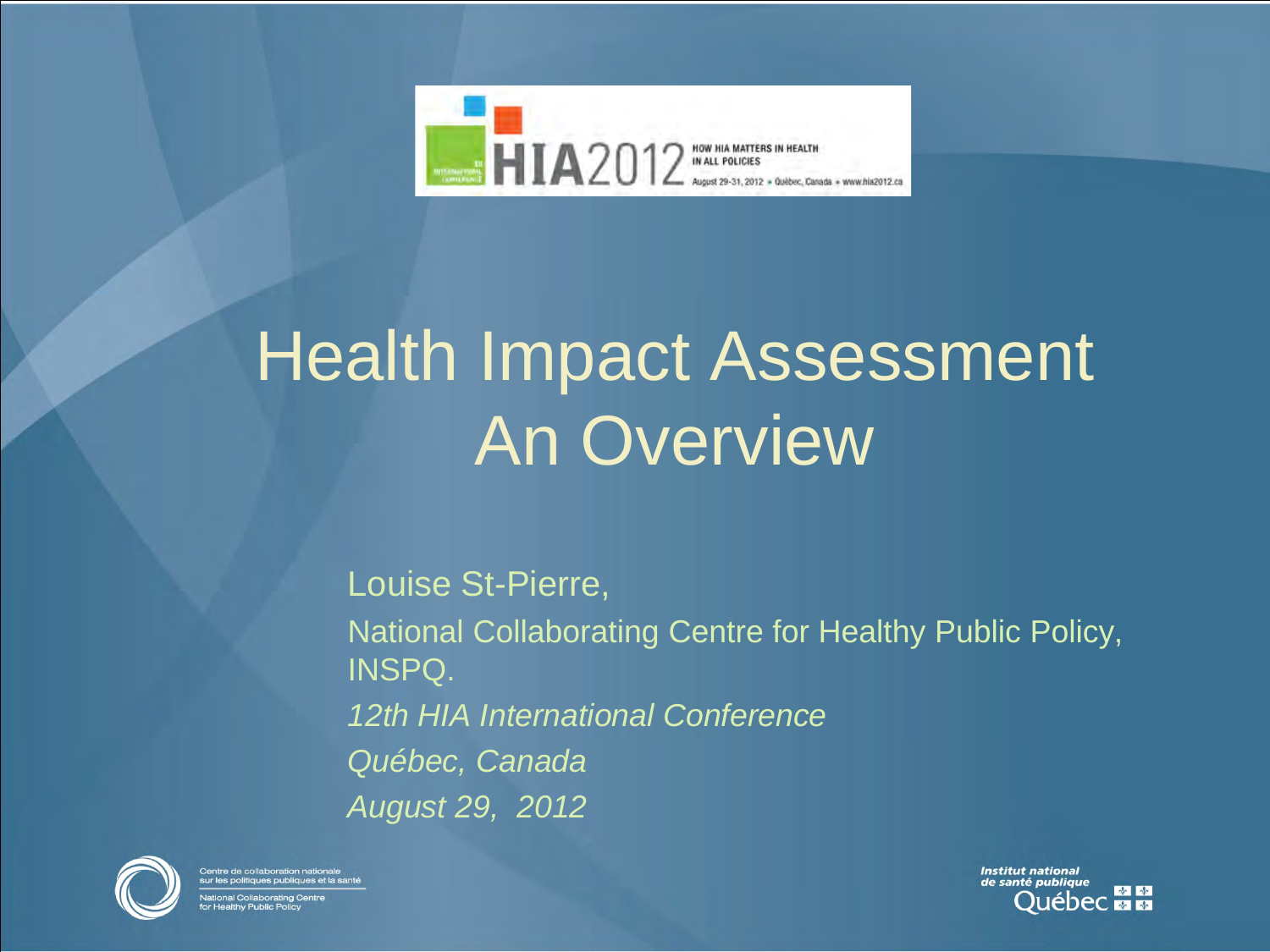HIA2012 — HOW HIA MATTERS IN HEALTH IN ALL POLICIES — August 29-31, 2012 • Québec, Canada • www.hia2012.ca

# Health Impact Assessment An Overview

Louise St-Pierre,

National Collaborating Centre for Healthy Public Policy, INSPQ.

*12th HIA International Conference*

*Québec, Canada*

*August 29, 2012*

Centre de collaboration nationale sur les politiques publiques et la santé

National Collaborating Centre for Healthy Public Policy

Institut national de santé publique Québec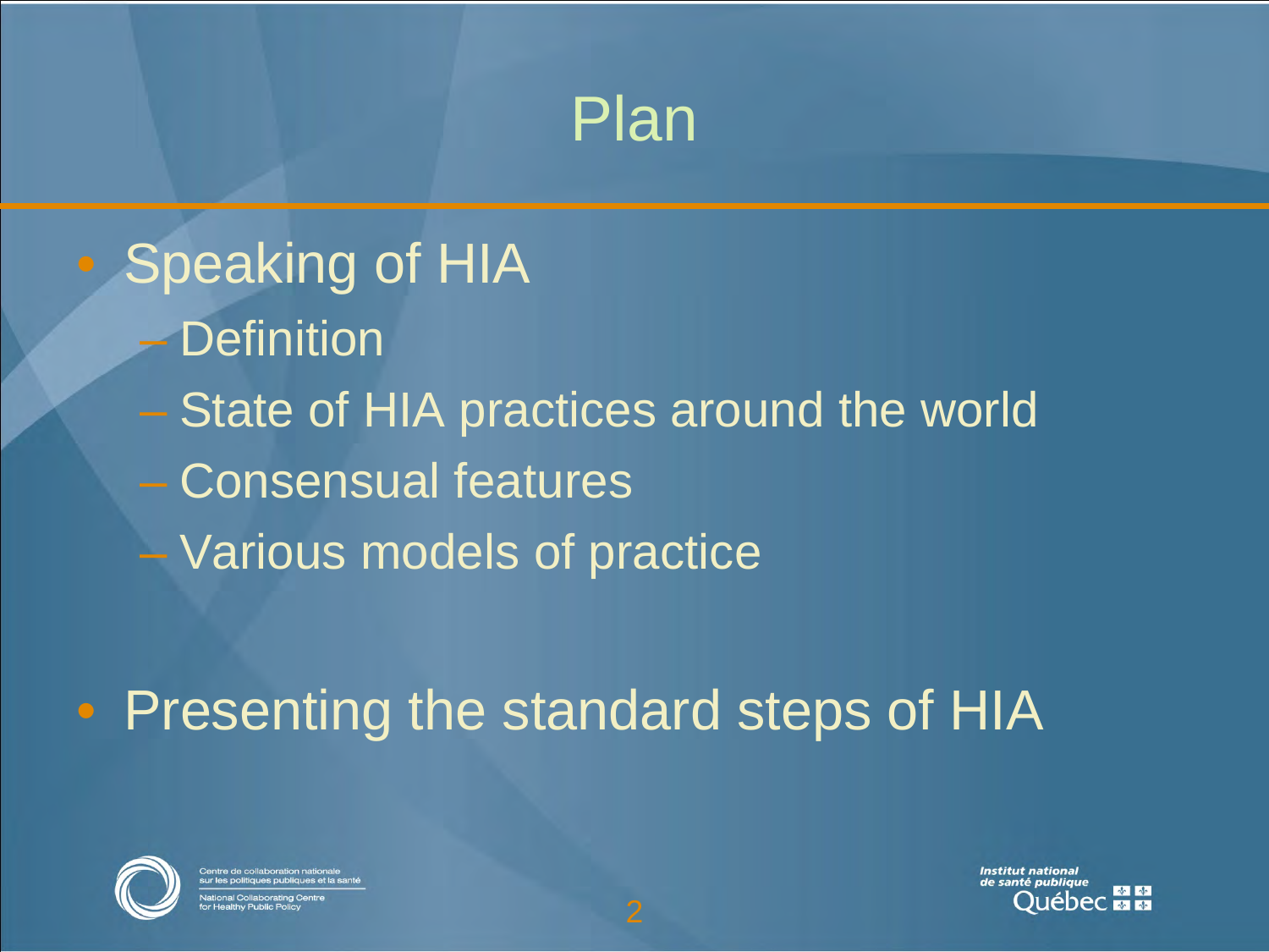# Plan

- Speaking of HIA
  - Definition
  - State of HIA practices around the world
  - Consensual features
  - Various models of practice
- Presenting the standard steps of HIA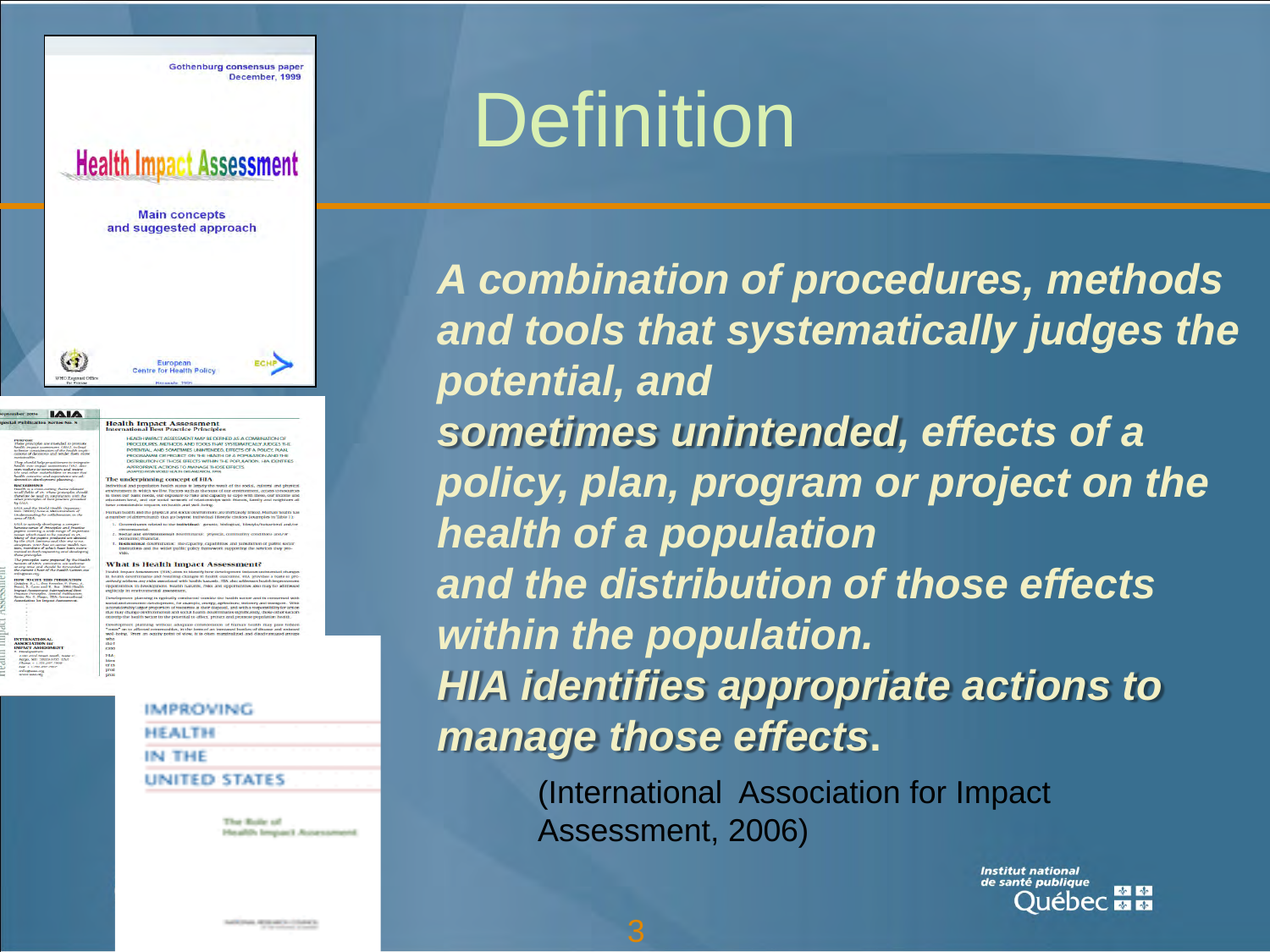# Definition

***A combination of procedures, methods and tools that systematically judges the potential, and***
***sometimes unintended, effects of a policy, plan, program or project on the health of a population***
***and the distribution of those effects within the population.***
***HIA identifies appropriate actions to manage those effects.***

(International Association for Impact Assessment, 2006)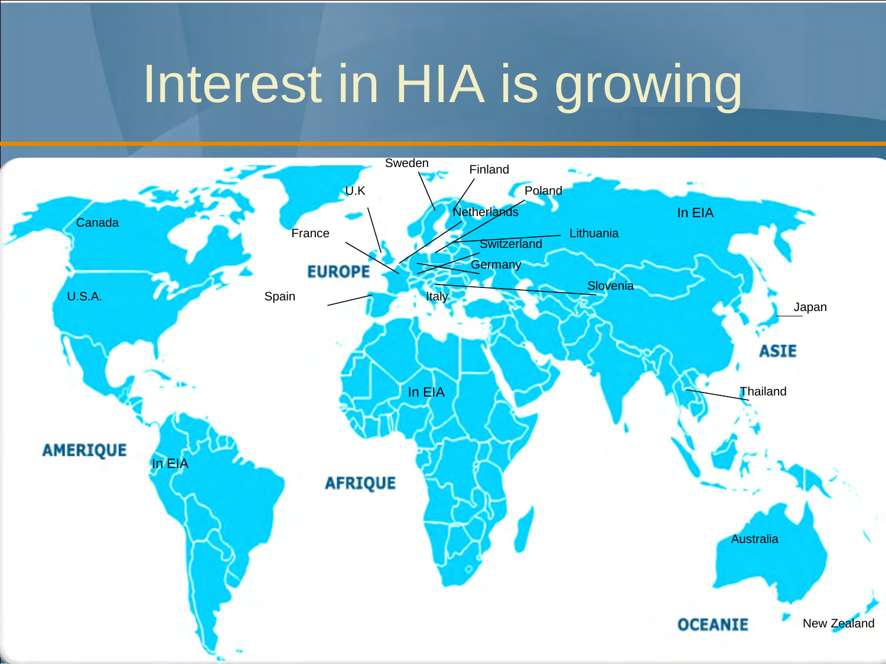# Interest in HIA is growing

Canada

U.S.A.

AMERIQUE

In EIA

France

Spain

U.K

Sweden

Finland

Poland

Netherlands

Lithuania

Switzerland

Germany

Slovenia

Italy

EUROPE

In EIA

AFRIQUE

In EIA

Japan

ASIE

Thailand

Australia

OCEANIE

New Zealand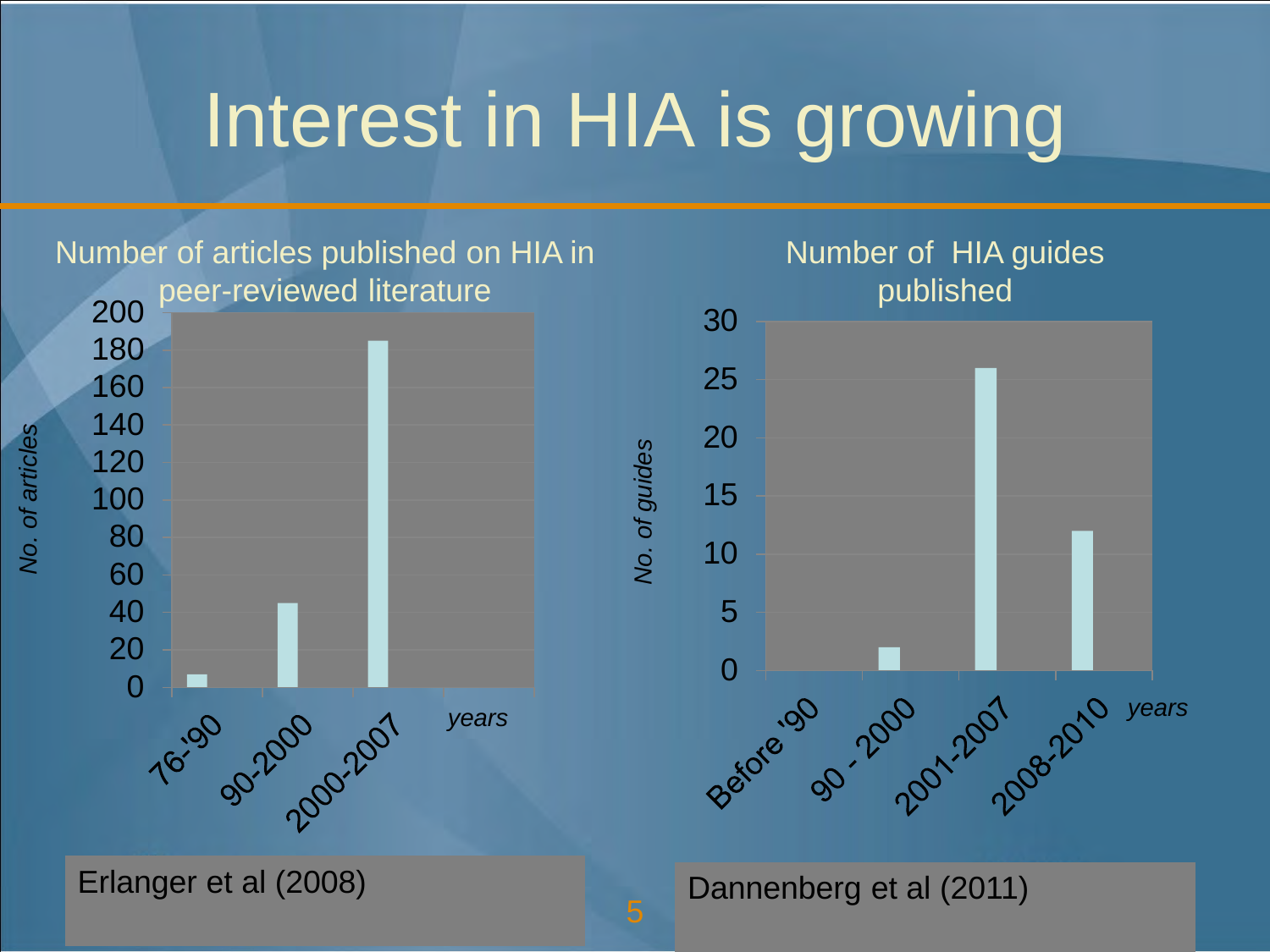# Interest in HIA is growing

**Number of articles published on HIA in peer-reviewed literature**

| Years | No. of articles |
|---|---|
| 76-'90 | ~7 |
| 90-2000 | ~45 |
| 2000-2007 | ~185 |

Erlanger et al (2008)

**Number of HIA guides published**

| Years | No. of guides |
|---|---|
| Before '90 | 0 |
| 90 - 2000 | 2 |
| 2001-2007 | 26 |
| 2008-2010 | 12 |

Dannenberg et al (2011)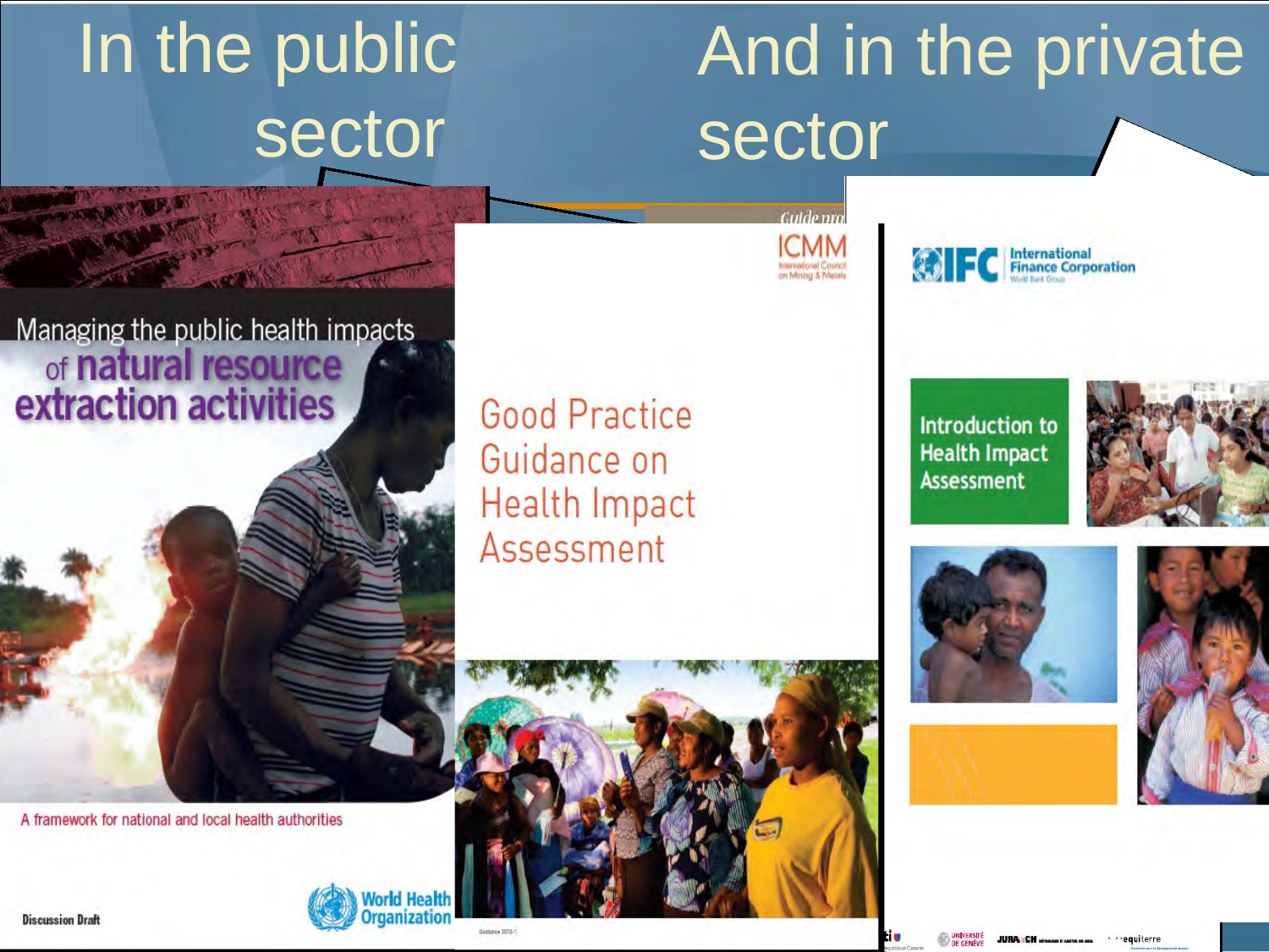# In the public sector

# And in the private sector

Managing the public health impacts of **natural resource extraction activities**

A framework for national and local health authorities

Discussion Draft

World Health Organization

ICMM
International Council on Mining & Metals

Good Practice Guidance on Health Impact Assessment

IFC International Finance Corporation
World Bank Group

Introduction to Health Impact Assessment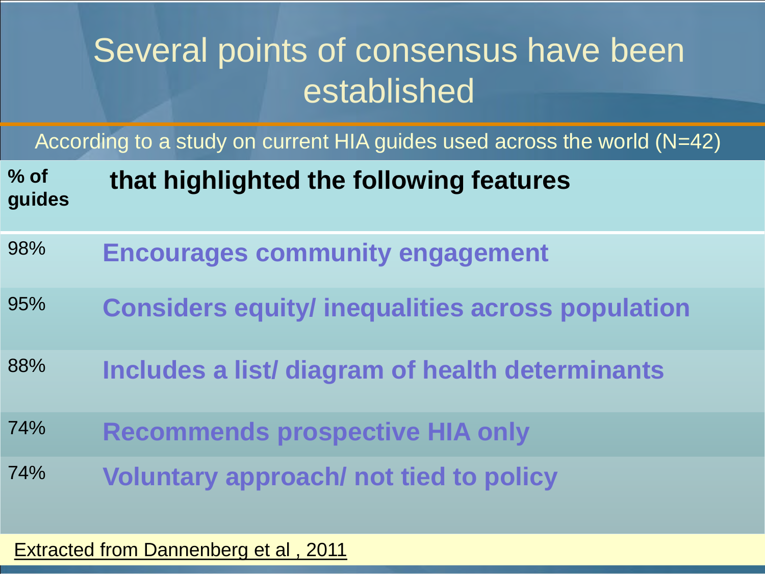# Several points of consensus have been established

According to a study on current HIA guides used across the world (N=42)

| % of guides | that highlighted the following features |
| --- | --- |
| 98% | **Encourages community engagement** |
| 95% | **Considers equity/ inequalities across population** |
| 88% | **Includes a list/ diagram of health determinants** |
| 74% | **Recommends prospective HIA only** |
| 74% | **Voluntary approach/ not tied to policy** |

Extracted from Dannenberg et al , 2011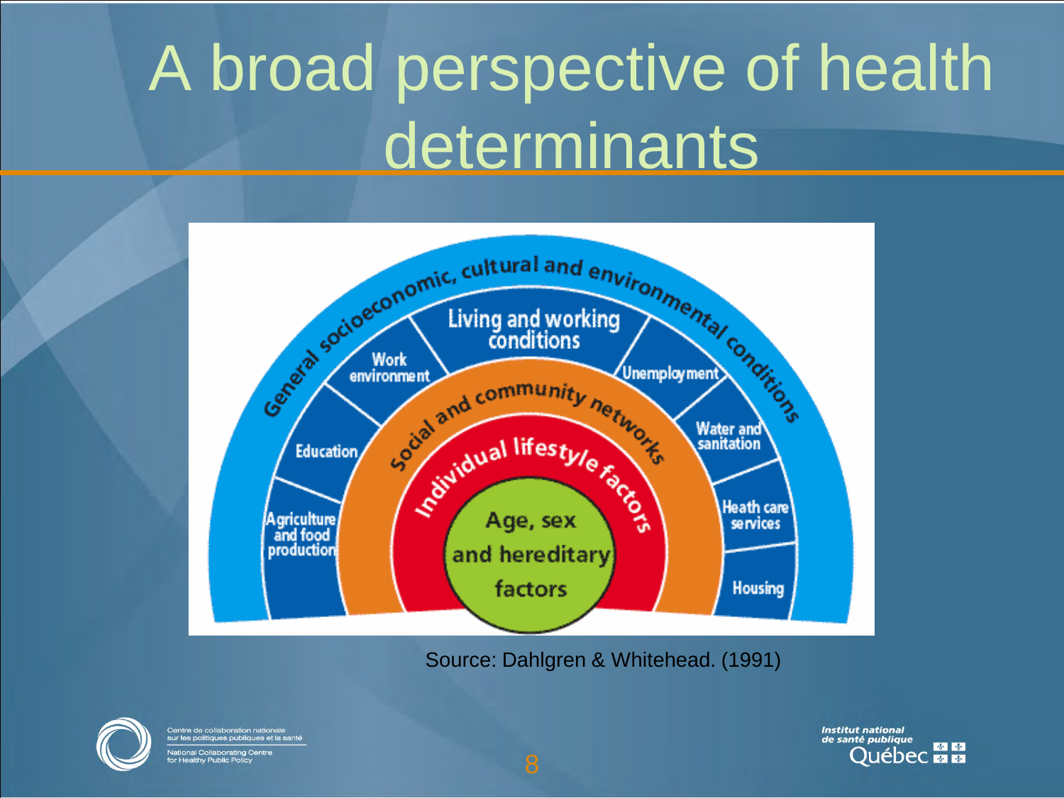# A broad perspective of health determinants

General socioeconomic, cultural and environmental conditions

Living and working conditions

Work environment

Education

Agriculture and food production

Unemployment

Water and sanitation

Heath care services

Housing

Social and community networks

Individual lifestyle factors

Age, sex and hereditary factors

Source: Dahlgren & Whitehead. (1991)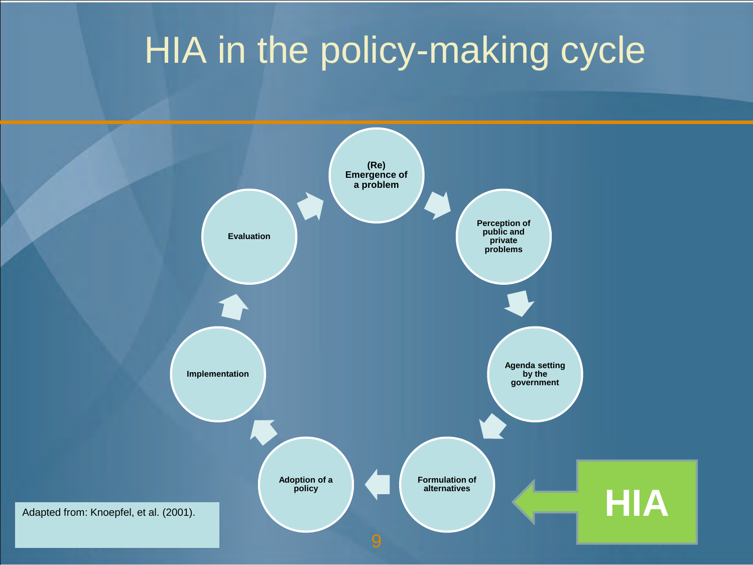# HIA in the policy-making cycle

- (Re) Emergence of a problem
- Perception of public and private problems
- Agenda setting by the government
- Formulation of alternatives
- Adoption of a policy
- Implementation
- Evaluation

**HIA** → Formulation of alternatives

Adapted from: Knoepfel, et al. (2001).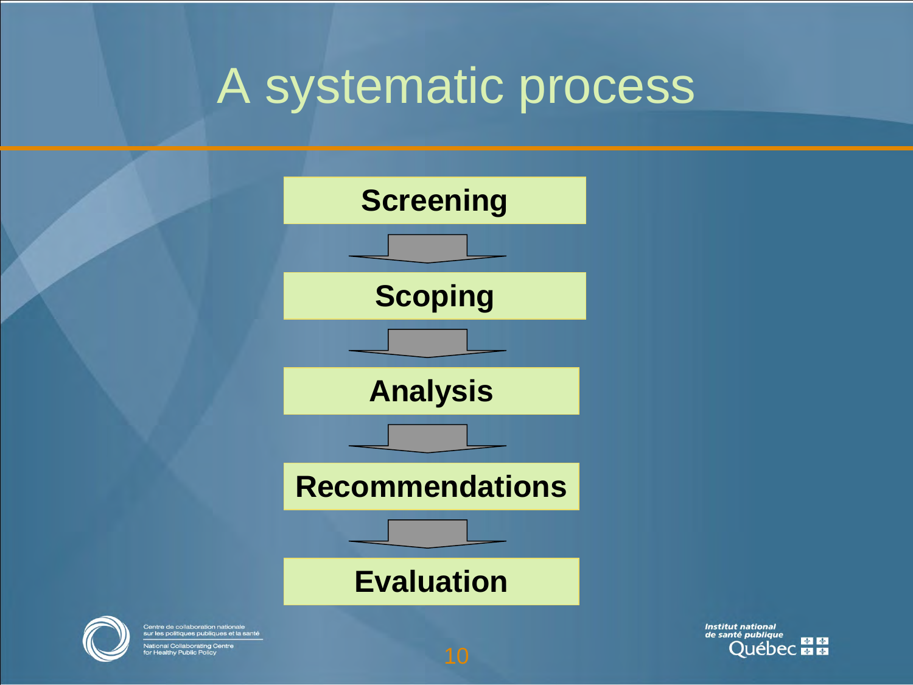# A systematic process

**Screening**

↓

**Scoping**

↓

**Analysis**

↓

**Recommendations**

↓

**Evaluation**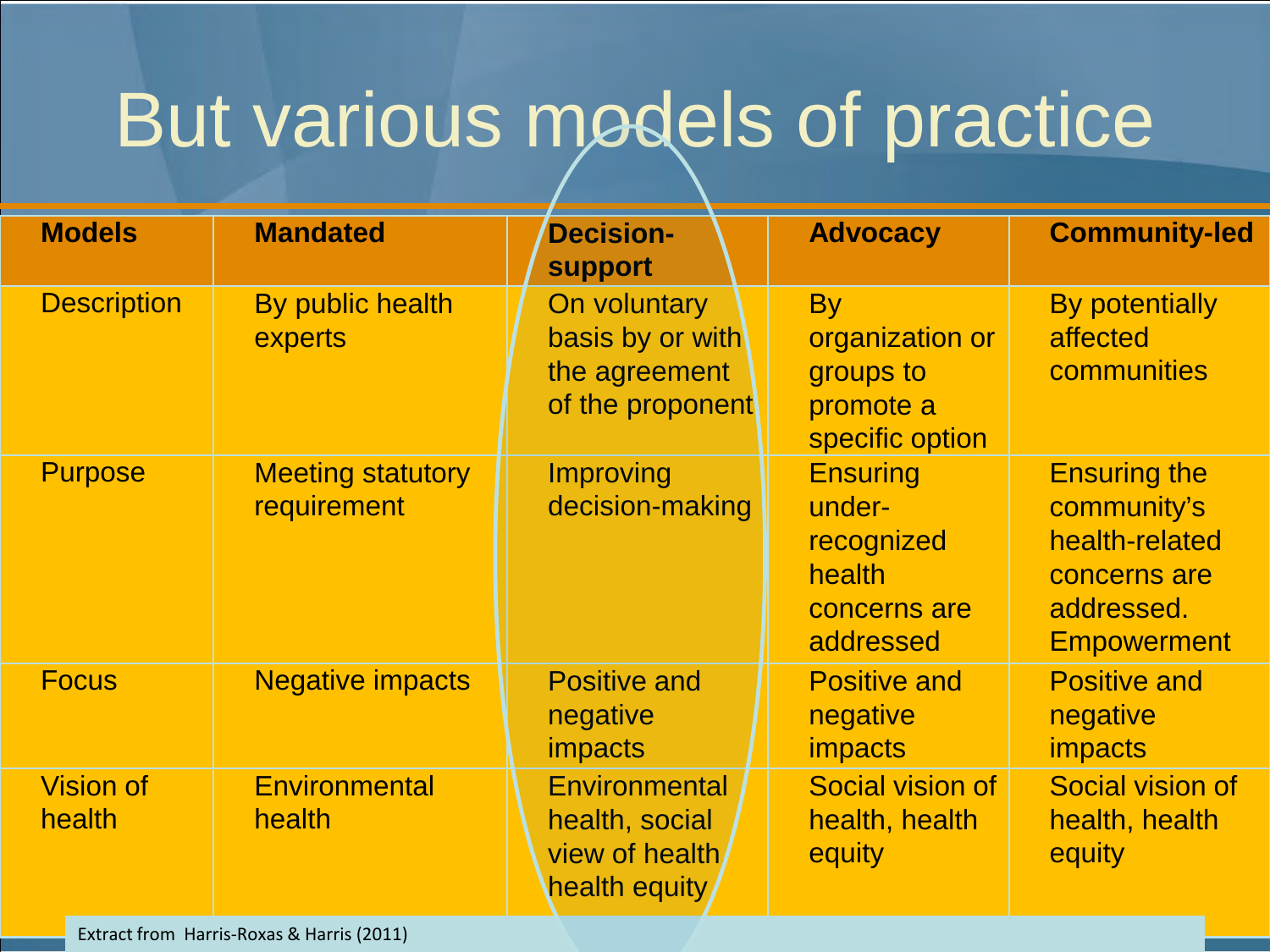# But various models of practice

| Models | Mandated | Decision-support | Advocacy | Community-led |
|---|---|---|---|---|
| Description | By public health experts | On voluntary basis by or with the agreement of the proponent | By organization or groups to promote a specific option | By potentially affected communities |
| Purpose | Meeting statutory requirement | Improving decision-making | Ensuring under-recognized health concerns are addressed | Ensuring the community's health-related concerns are addressed. Empowerment |
| Focus | Negative impacts | Positive and negative impacts | Positive and negative impacts | Positive and negative impacts |
| Vision of health | Environmental health | Environmental health, social view of health health equity | Social vision of health, health equity | Social vision of health, health equity |

Extract from Harris-Roxas & Harris (2011)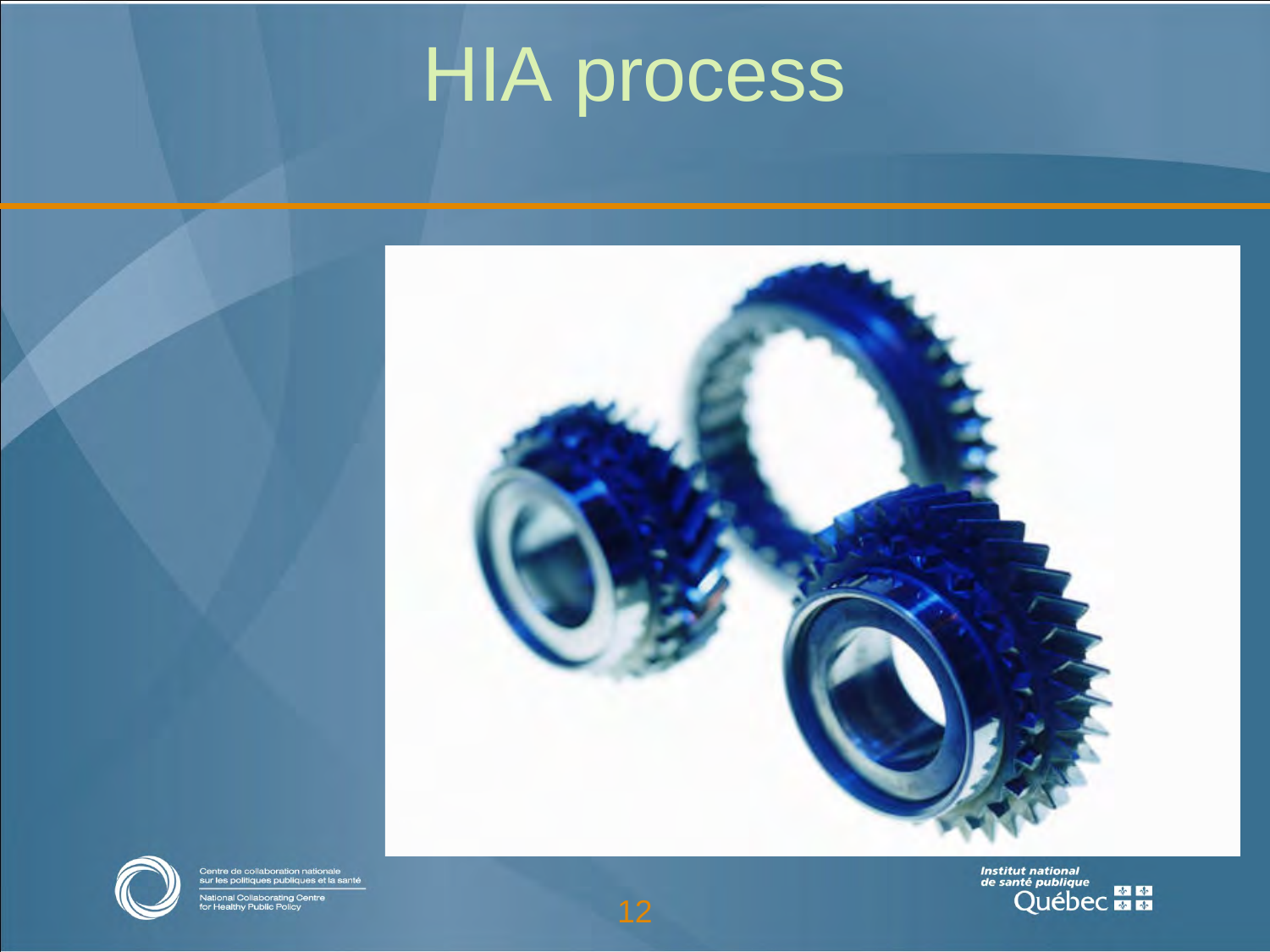# HIA process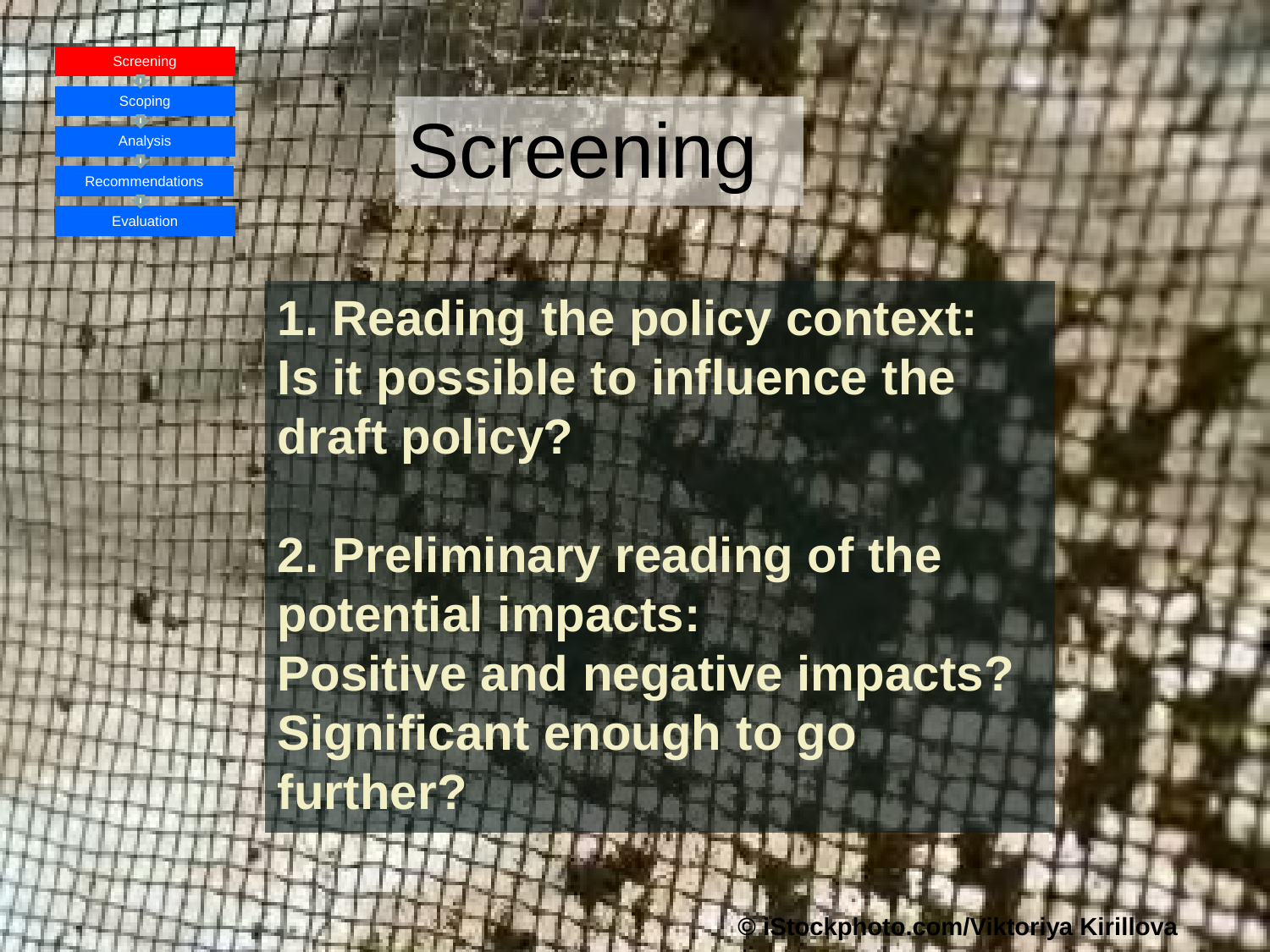Screening
Scoping
Analysis
Recommendations
Evaluation

# Screening

1. Reading the policy context:
Is it possible to influence the draft policy?

2. Preliminary reading of the potential impacts:
Positive and negative impacts?
Significant enough to go further?

© iStockphoto.com/Viktoriya Kirillova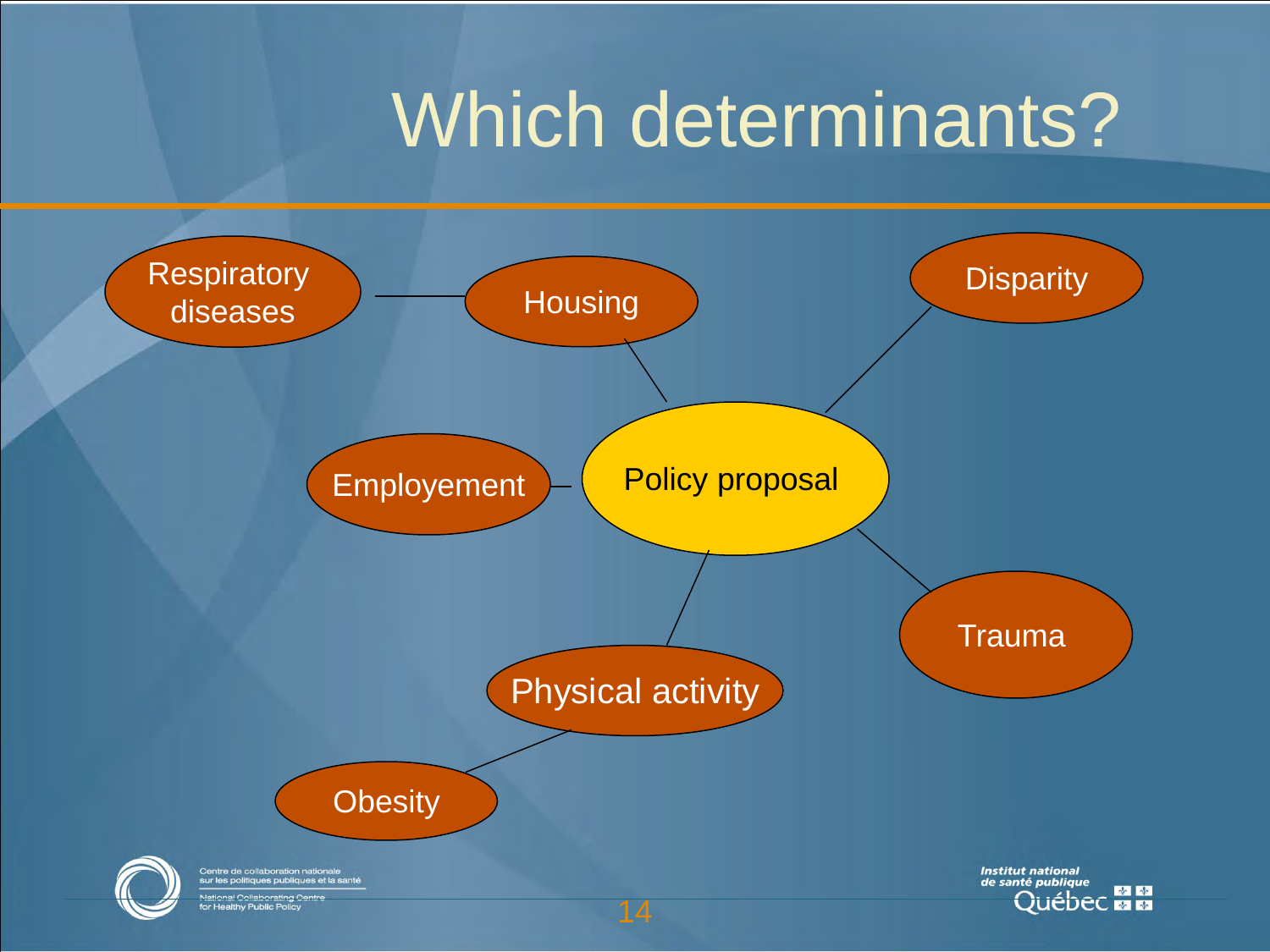# Which determinants?

- Policy proposal
  - Housing
    - Respiratory diseases
  - Employement
  - Disparity
  - Trauma
  - Physical activity
    - Obesity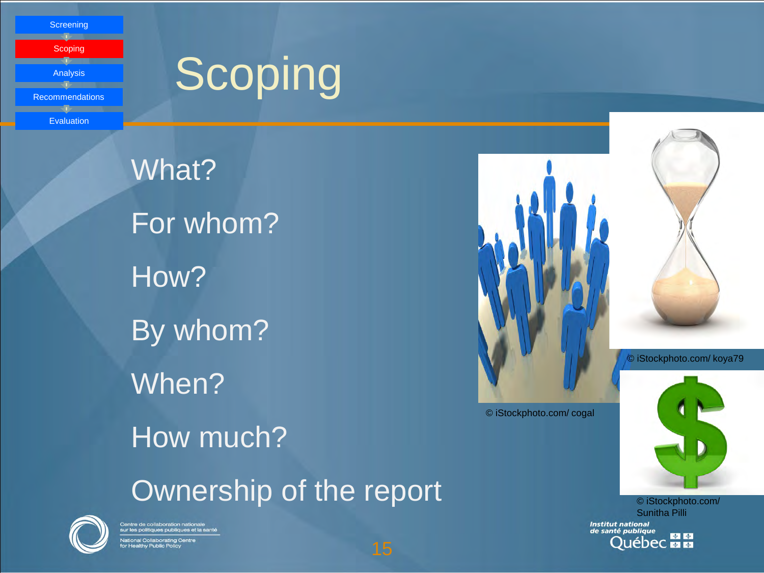- Screening
- Scoping
- Analysis
- Recommendations
- Evaluation

# Scoping

What?

For whom?

How?

By whom?

When?

How much?

Ownership of the report

© iStockphoto.com/ cogal

© iStockphoto.com/ koya79

© iStockphoto.com/ Sunitha Pilli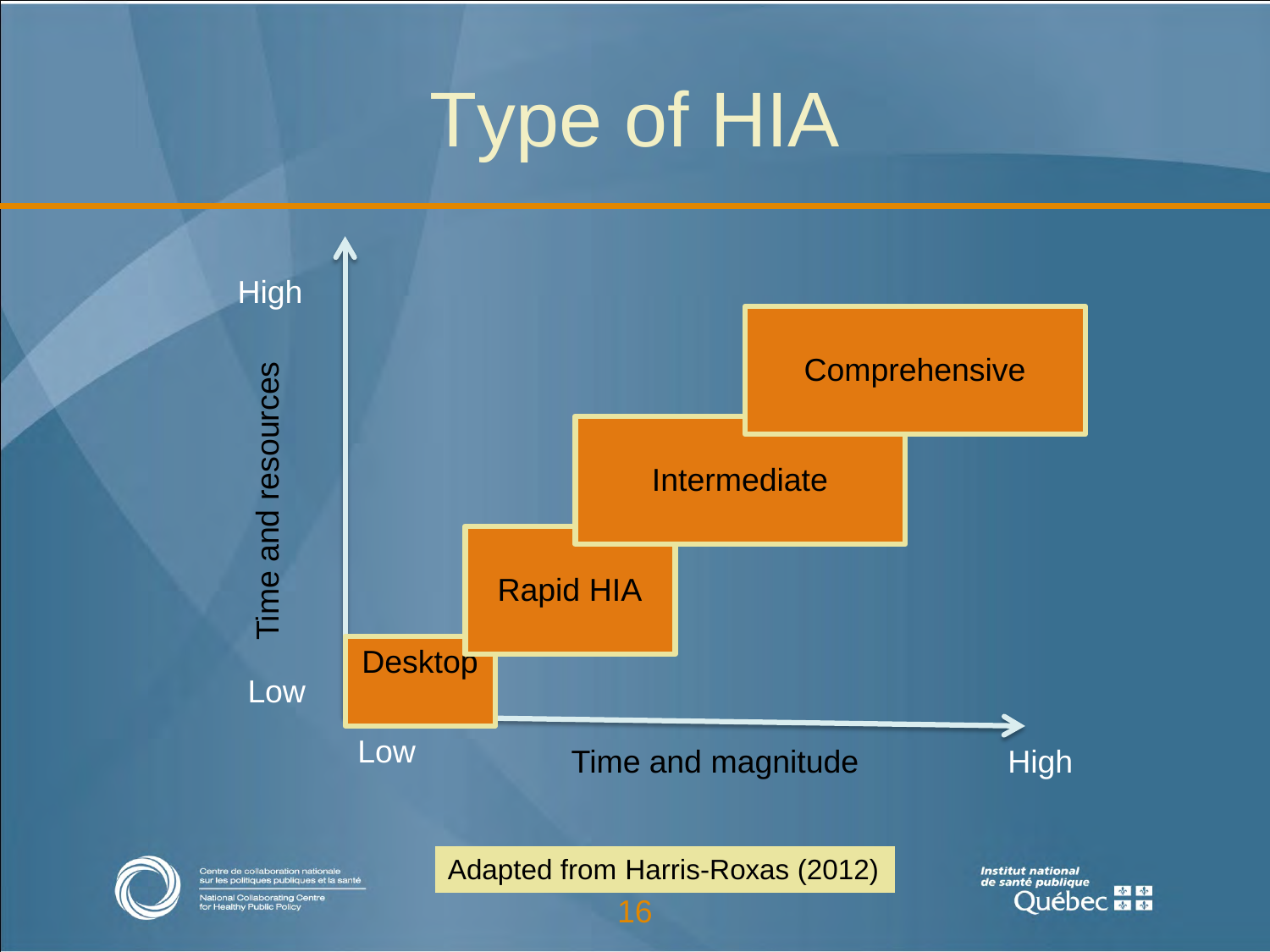# Type of HIA

High

Time and resources

Low

Comprehensive

Intermediate

Rapid HIA

Desktop

Low

Time and magnitude

High

Adapted from Harris-Roxas (2012)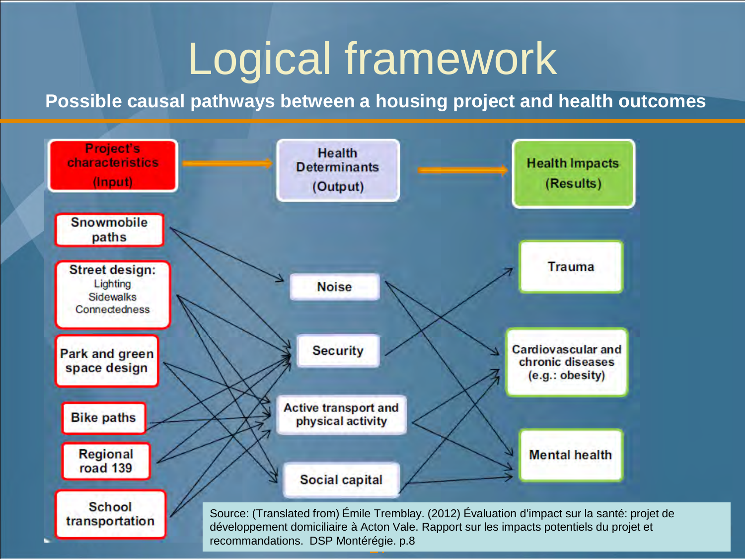# Logical framework

**Possible causal pathways between a housing project and health outcomes**

**Project's characteristics (Input)** → **Health Determinants (Output)** → **Health Impacts (Results)**

**Project's characteristics (Input):**
- Snowmobile paths
- Street design: Lighting, Sidewalks, Connectedness
- Park and green space design
- Bike paths
- Regional road 139
- School transportation

**Health Determinants (Output):**
- Noise
- Security
- Active transport and physical activity
- Social capital

**Health Impacts (Results):**
- Trauma
- Cardiovascular and chronic diseases (e.g.: obesity)
- Mental health

Source: (Translated from) Émile Tremblay. (2012) Évaluation d'impact sur la santé: projet de développement domiciliaire à Acton Vale. Rapport sur les impacts potentiels du projet et recommandations. DSP Montérégie. p.8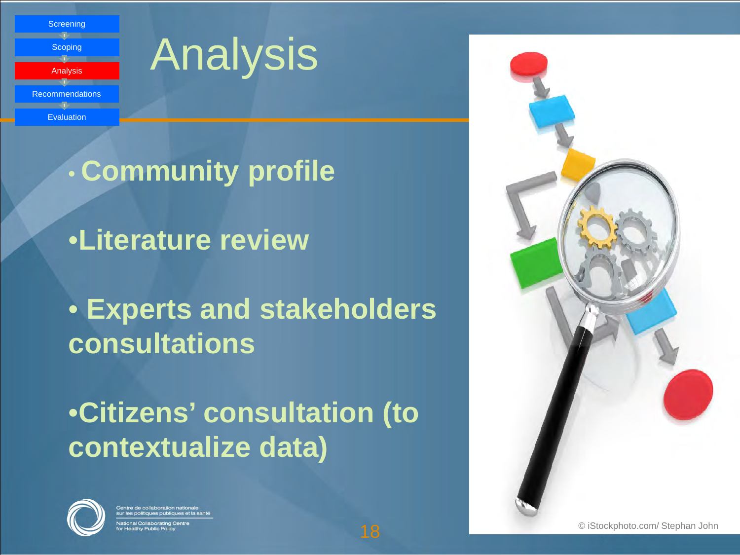- Screening
- Scoping
- Analysis
- Recommendations
- Evaluation

# Analysis

- **Community profile**
- **Literature review**
- **Experts and stakeholders consultations**
- **Citizens' consultation (to contextualize data)**

© iStockphoto.com/ Stephan John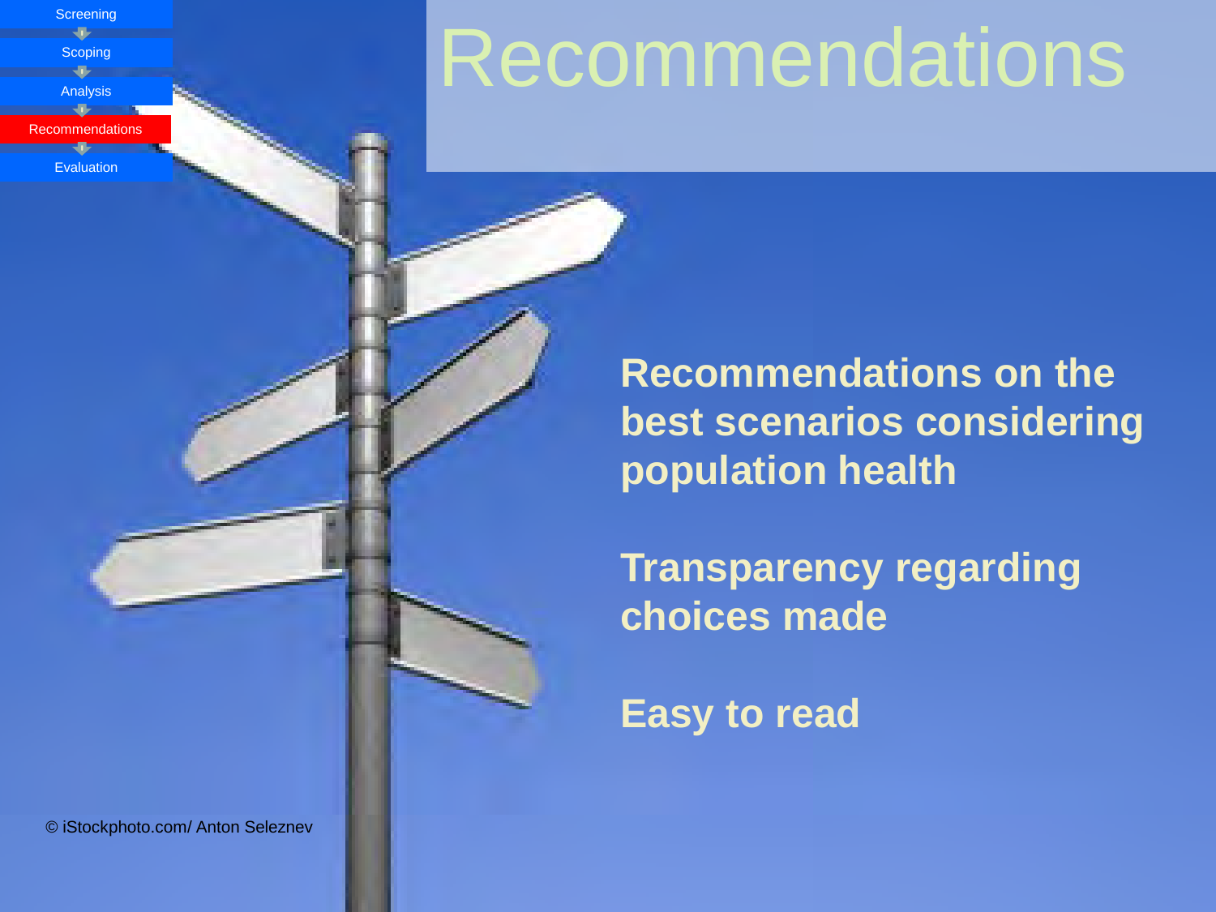- Screening
- Scoping
- Analysis
- **Recommendations**
- Evaluation

# Recommendations

**Recommendations on the best scenarios considering population health**

**Transparency regarding choices made**

**Easy to read**

© iStockphoto.com/ Anton Seleznev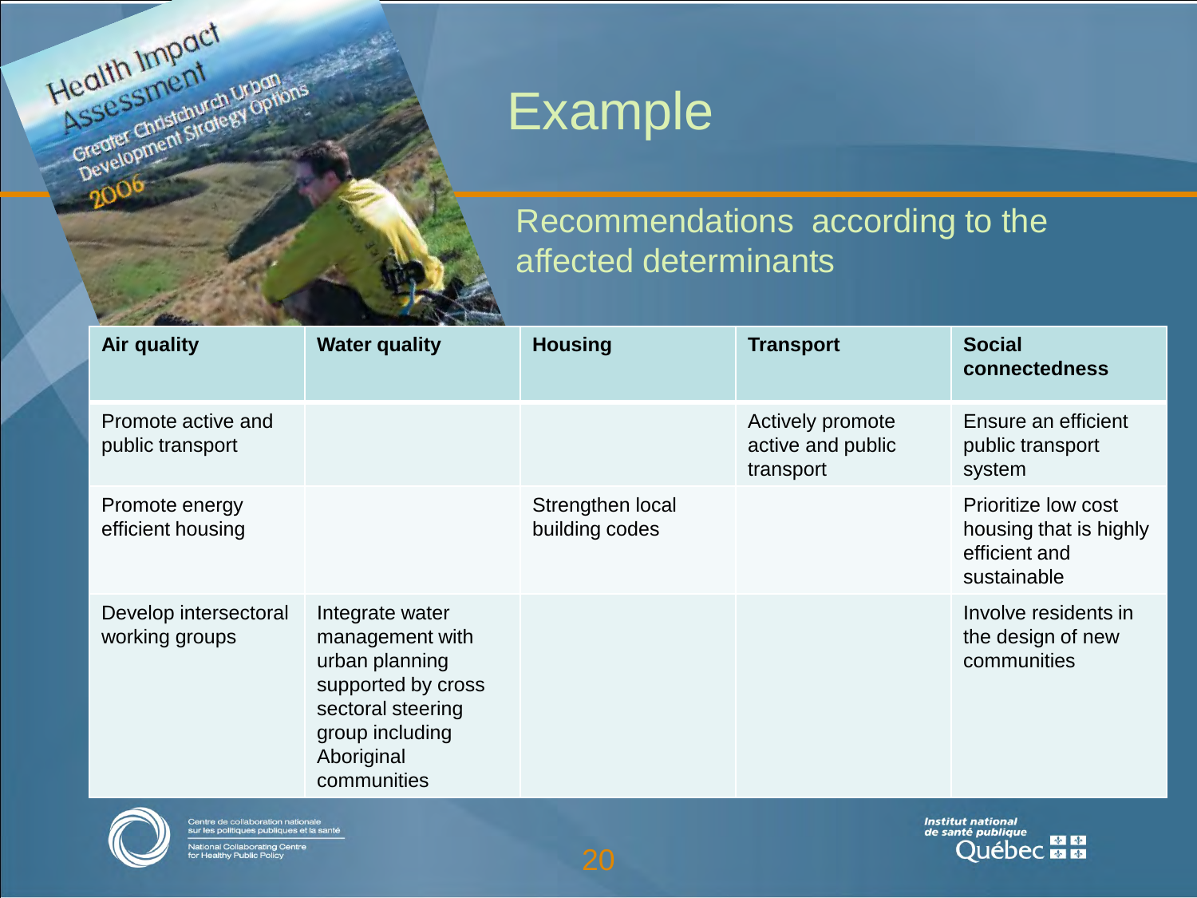# Example

Health Impact Assessment
Greater Christchurch Urban Development Strategy Options
2006

## Recommendations according to the affected determinants

| Air quality | Water quality | Housing | Transport | Social connectedness |
|---|---|---|---|---|
| Promote active and public transport | | | Actively promote active and public transport | Ensure an efficient public transport system |
| Promote energy efficient housing | | Strengthen local building codes | | Prioritize low cost housing that is highly efficient and sustainable |
| Develop intersectoral working groups | Integrate water management with urban planning supported by cross sectoral steering group including Aboriginal communities | | | Involve residents in the design of new communities |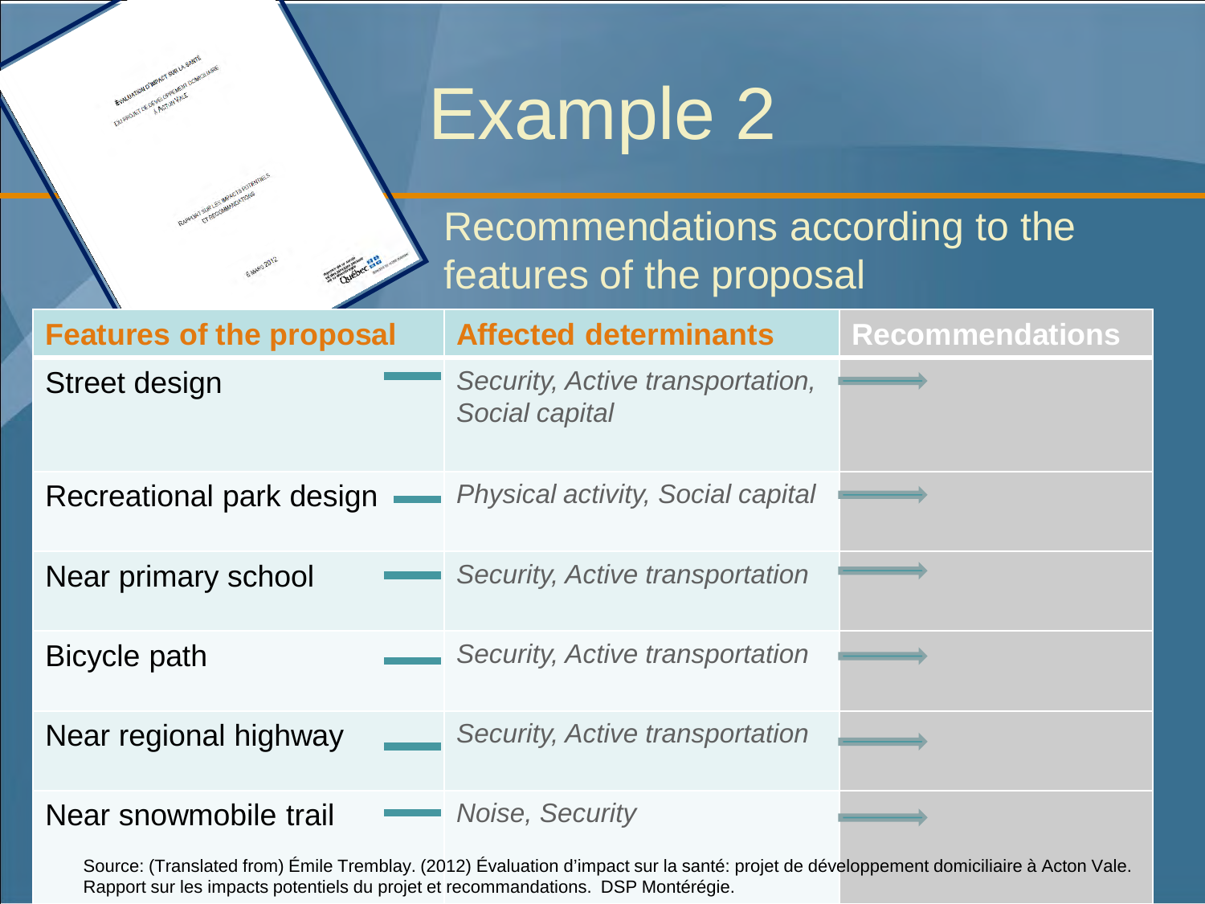# Example 2

## Recommendations according to the features of the proposal

| Features of the proposal | Affected determinants | Recommendations |
| --- | --- | --- |
| Street design | *Security, Active transportation, Social capital* | |
| Recreational park design | *Physical activity, Social capital* | |
| Near primary school | *Security, Active transportation* | |
| Bicycle path | *Security, Active transportation* | |
| Near regional highway | *Security, Active transportation* | |
| Near snowmobile trail | *Noise, Security* | |

Source: (Translated from) Émile Tremblay. (2012) Évaluation d'impact sur la santé: projet de développement domiciliaire à Acton Vale. Rapport sur les impacts potentiels du projet et recommandations. DSP Montérégie.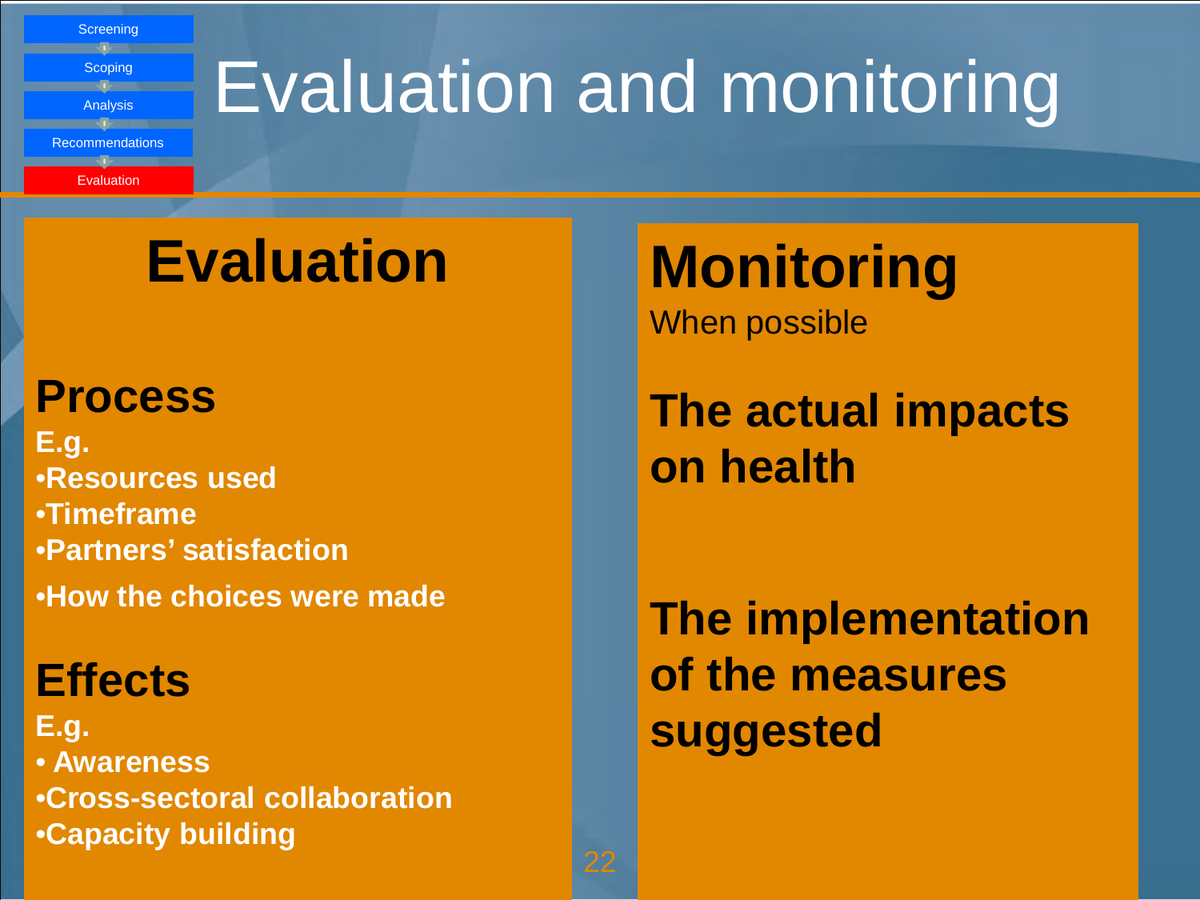- Screening
- Scoping
- Analysis
- Recommendations
- Evaluation

# Evaluation and monitoring

## Evaluation

### Process

**E.g.**

- **Resources used**
- **Timeframe**
- **Partners' satisfaction**
- **How the choices were made**

### Effects

**E.g.**

- **Awareness**
- **Cross-sectoral collaboration**
- **Capacity building**

## Monitoring

When possible

**The actual impacts on health**

**The implementation of the measures suggested**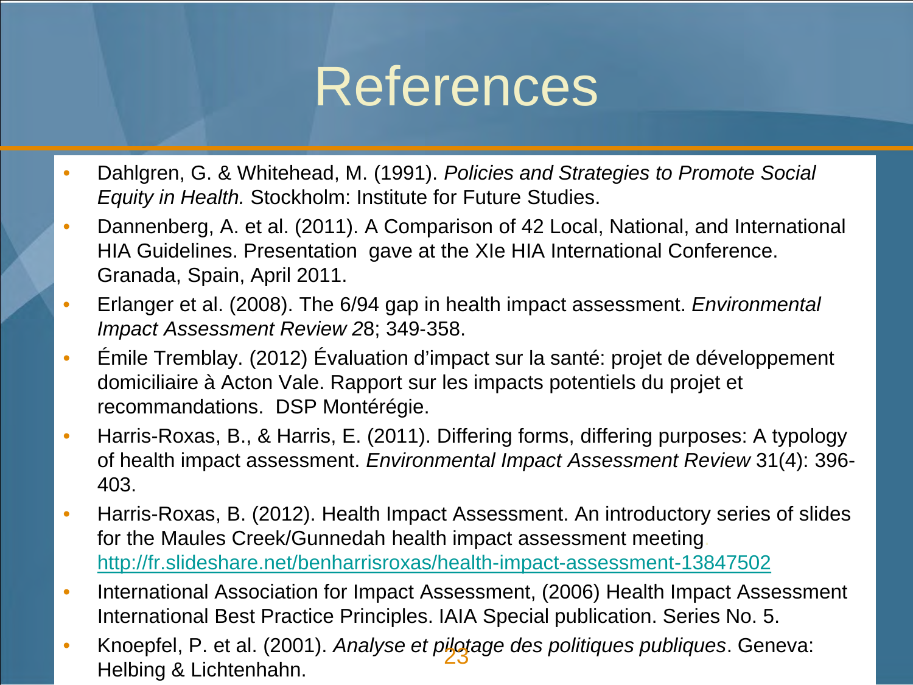# References

- Dahlgren, G. & Whitehead, M. (1991). *Policies and Strategies to Promote Social Equity in Health.* Stockholm: Institute for Future Studies.
- Dannenberg, A. et al. (2011). A Comparison of 42 Local, National, and International HIA Guidelines. Presentation gave at the XIe HIA International Conference. Granada, Spain, April 2011.
- Erlanger et al. (2008). The 6/94 gap in health impact assessment. *Environmental Impact Assessment Review 2*8; 349-358.
- Émile Tremblay. (2012) Évaluation d'impact sur la santé: projet de développement domiciliaire à Acton Vale. Rapport sur les impacts potentiels du projet et recommandations. DSP Montérégie.
- Harris-Roxas, B., & Harris, E. (2011). Differing forms, differing purposes: A typology of health impact assessment. *Environmental Impact Assessment Review* 31(4): 396-403.
- Harris-Roxas, B. (2012). Health Impact Assessment. An introductory series of slides for the Maules Creek/Gunnedah health impact assessment meeting. http://fr.slideshare.net/benharrisroxas/health-impact-assessment-13847502
- International Association for Impact Assessment, (2006) Health Impact Assessment International Best Practice Principles. IAIA Special publication. Series No. 5.
- Knoepfel, P. et al. (2001). *Analyse et pilotage des politiques publiques*. Geneva: Helbing & Lichtenhahn.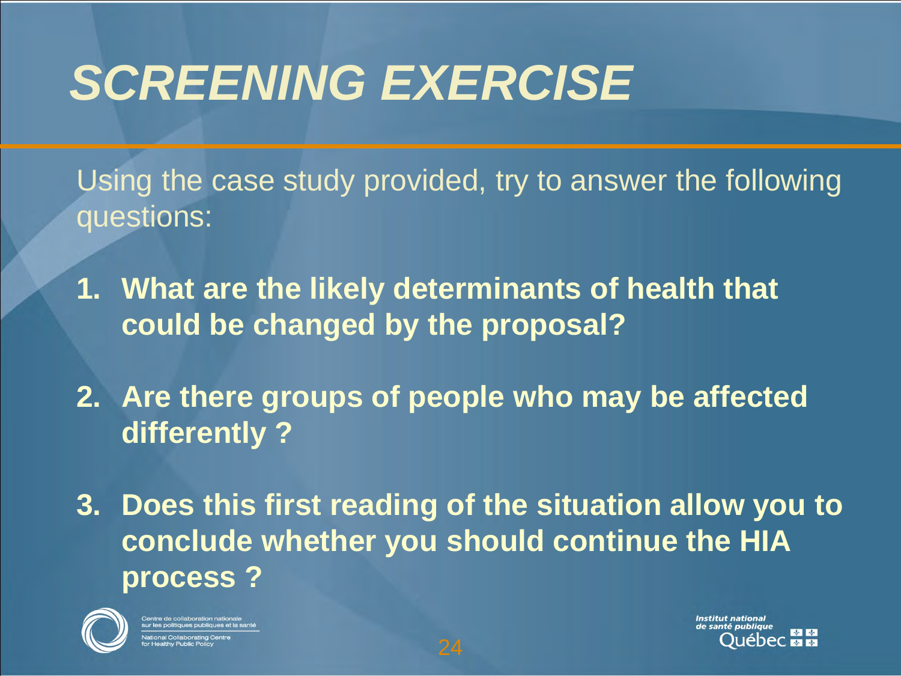# *SCREENING EXERCISE*

Using the case study provided, try to answer the following questions:

1. **What are the likely determinants of health that could be changed by the proposal?**
2. **Are there groups of people who may be affected differently ?**
3. **Does this first reading of the situation allow you to conclude whether you should continue the HIA process ?**